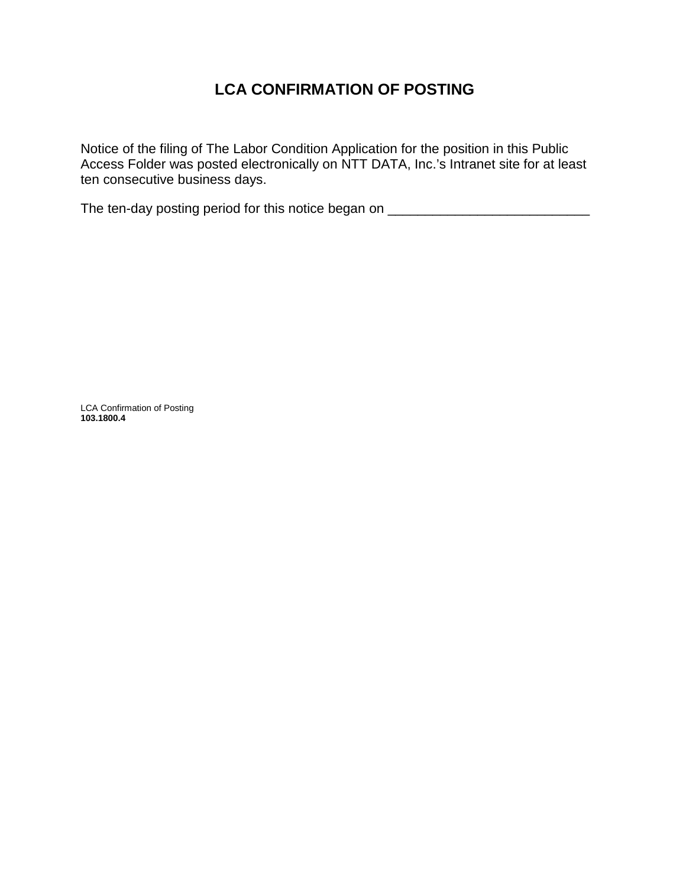# LCA CONFIRMATION OF POSTING

Notice of the filing of The Labor Condition Application for the position in this Public Access Folder was posted electronically on NTT DATA, Inc.'s Intranet site for at least ten consecutive business days.

The ten-day posting period for this notice began on ___________________________

LCA Confirmation of Posting
**103.1800.4**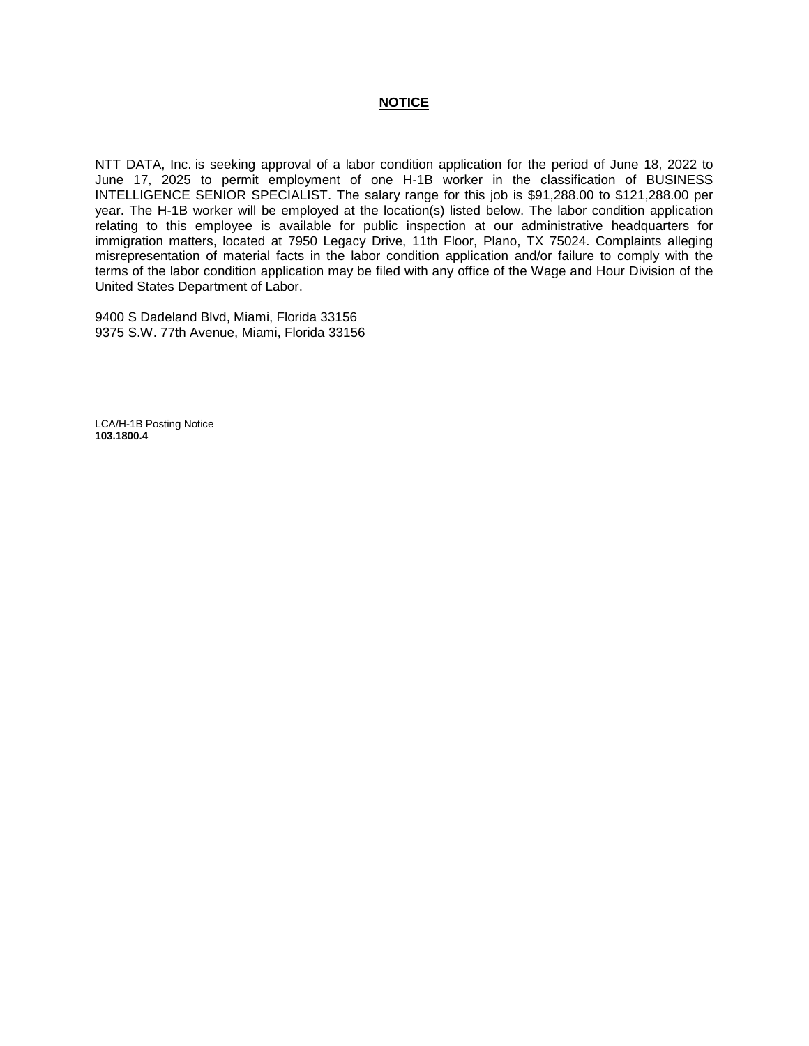**NOTICE**

NTT DATA, Inc. is seeking approval of a labor condition application for the period of June 18, 2022 to June 17, 2025 to permit employment of one H-1B worker in the classification of BUSINESS INTELLIGENCE SENIOR SPECIALIST. The salary range for this job is $91,288.00 to $121,288.00 per year. The H-1B worker will be employed at the location(s) listed below. The labor condition application relating to this employee is available for public inspection at our administrative headquarters for immigration matters, located at 7950 Legacy Drive, 11th Floor, Plano, TX 75024. Complaints alleging misrepresentation of material facts in the labor condition application and/or failure to comply with the terms of the labor condition application may be filed with any office of the Wage and Hour Division of the United States Department of Labor.

9400 S Dadeland Blvd, Miami, Florida 33156
9375 S.W. 77th Avenue, Miami, Florida 33156

LCA/H-1B Posting Notice
**103.1800.4**